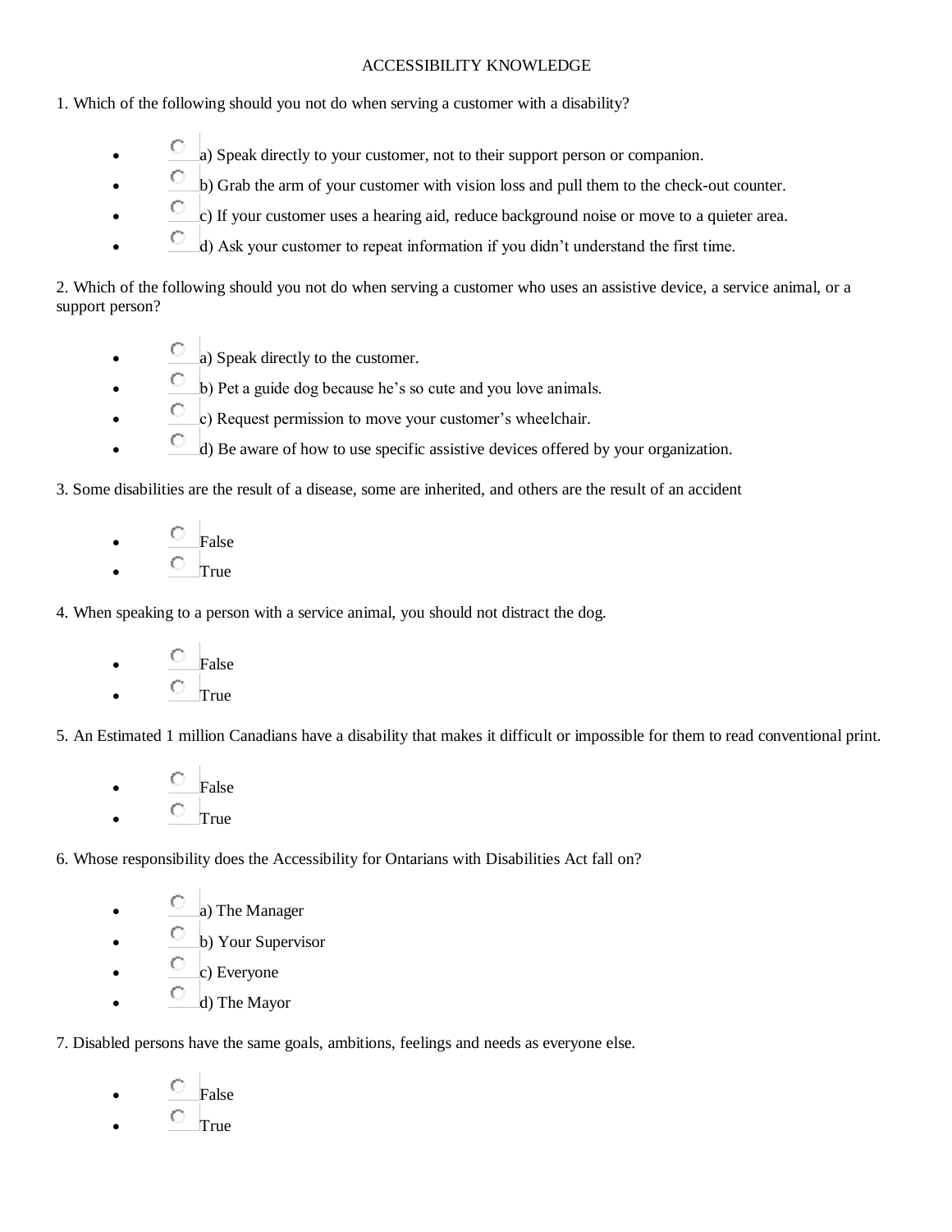# ACCESSIBILITY KNOWLEDGE

1. Which of the following should you not do when serving a customer with a disability?

- a) Speak directly to your customer, not to their support person or companion.
- b) Grab the arm of your customer with vision loss and pull them to the check-out counter.
- c) If your customer uses a hearing aid, reduce background noise or move to a quieter area.
- d) Ask your customer to repeat information if you didn't understand the first time.

2. Which of the following should you not do when serving a customer who uses an assistive device, a service animal, or a support person?

- a) Speak directly to the customer.
- b) Pet a guide dog because he's so cute and you love animals.
- c) Request permission to move your customer's wheelchair.
- d) Be aware of how to use specific assistive devices offered by your organization.

3. Some disabilities are the result of a disease, some are inherited, and others are the result of an accident

- False
- True

4. When speaking to a person with a service animal, you should not distract the dog.

- False
- True

5. An Estimated 1 million Canadians have a disability that makes it difficult or impossible for them to read conventional print.

- False
- True

6. Whose responsibility does the Accessibility for Ontarians with Disabilities Act fall on?

- a) The Manager
- b) Your Supervisor
- c) Everyone
- d) The Mayor

7. Disabled persons have the same goals, ambitions, feelings and needs as everyone else.

- False
- True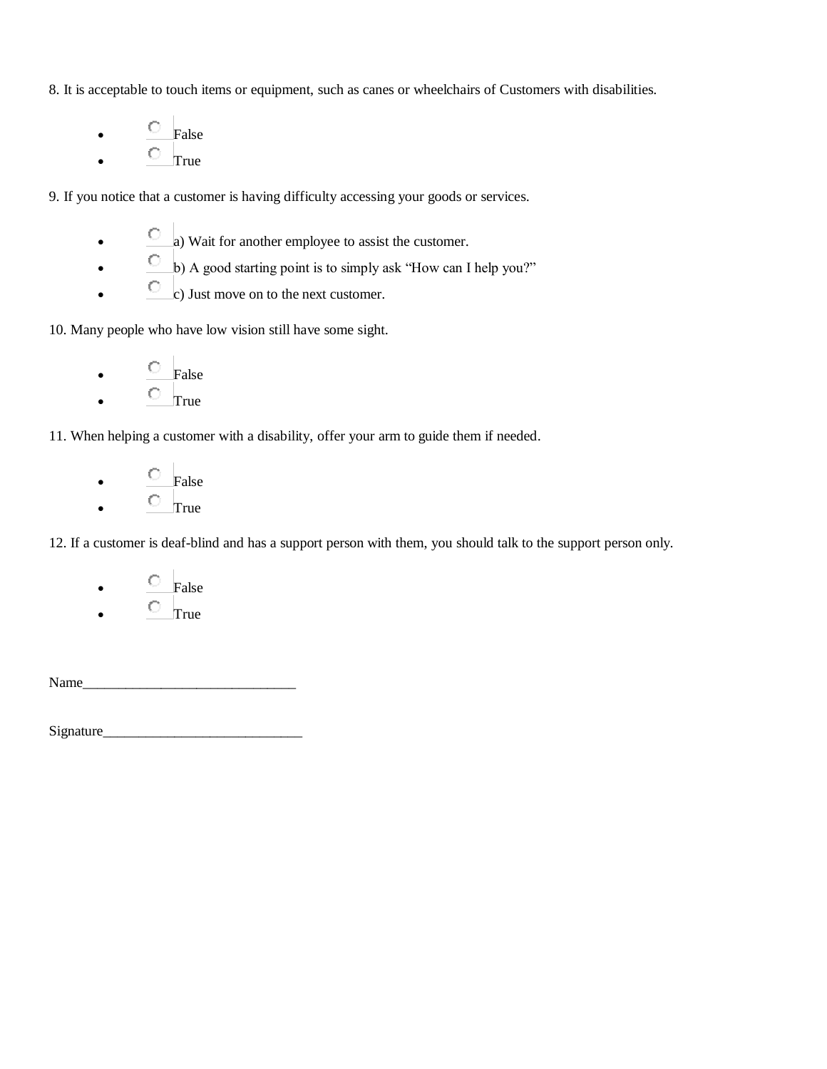8. It is acceptable to touch items or equipment, such as canes or wheelchairs of Customers with disabilities.

- ○ False
- ○ True

9. If you notice that a customer is having difficulty accessing your goods or services.

- ○ a) Wait for another employee to assist the customer.
- ○ b) A good starting point is to simply ask "How can I help you?"
- ○ c) Just move on to the next customer.

10. Many people who have low vision still have some sight.

- ○ False
- ○ True

11. When helping a customer with a disability, offer your arm to guide them if needed.

- ○ False
- ○ True

12. If a customer is deaf-blind and has a support person with them, you should talk to the support person only.

- ○ False
- ○ True

Name______________________________

Signature____________________________